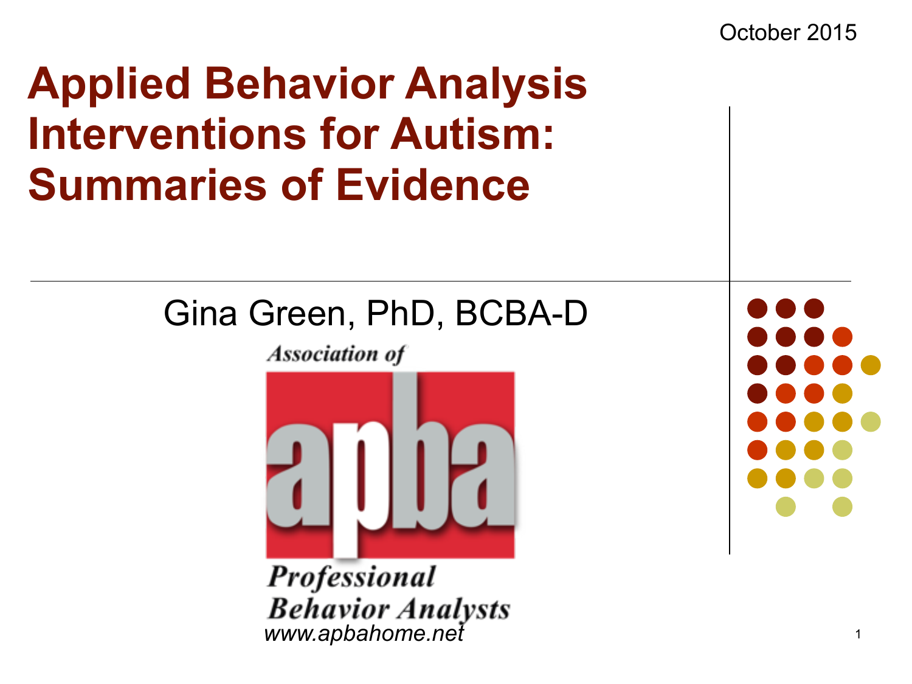October 2015

# Applied Behavior Analysis Interventions for Autism: Summaries of Evidence

Gina Green, PhD, BCBA-D

Association of Professional Behavior Analysts

www.apbahome.net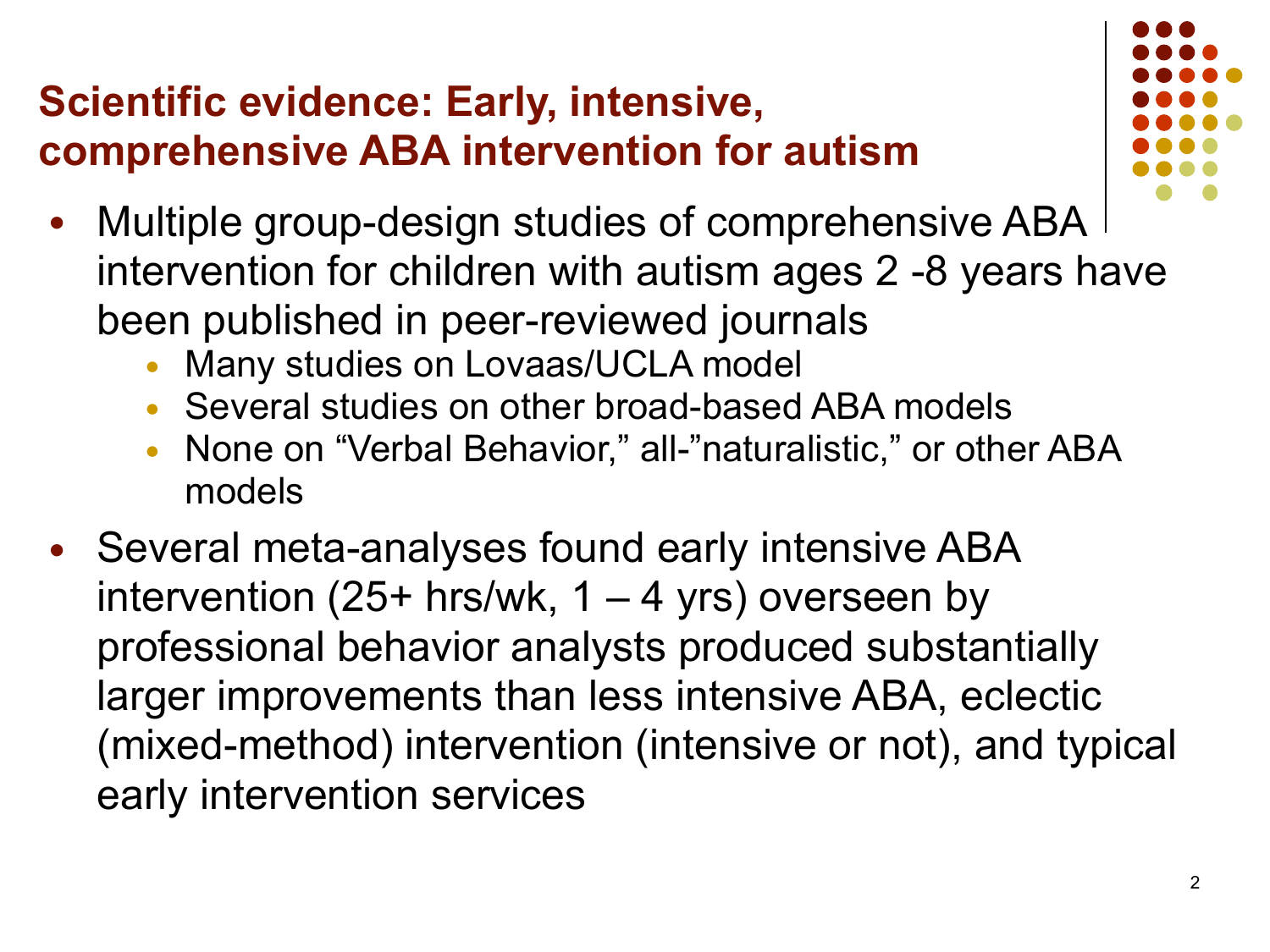## Scientific evidence: Early, intensive, comprehensive ABA intervention for autism

- Multiple group-design studies of comprehensive ABA intervention for children with autism ages 2 -8 years have been published in peer-reviewed journals
  - Many studies on Lovaas/UCLA model
  - Several studies on other broad-based ABA models
  - None on "Verbal Behavior," all-"naturalistic," or other ABA models
- Several meta-analyses found early intensive ABA intervention (25+ hrs/wk, 1 – 4 yrs) overseen by professional behavior analysts produced substantially larger improvements than less intensive ABA, eclectic (mixed-method) intervention (intensive or not), and typical early intervention services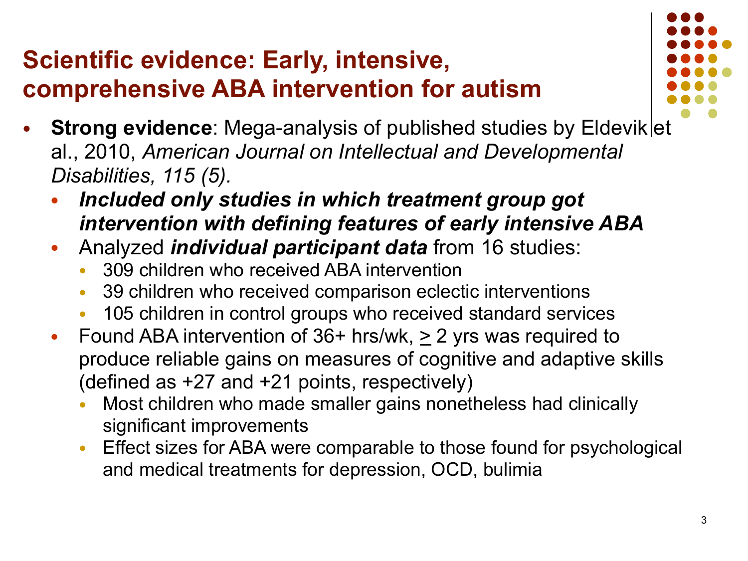# Scientific evidence: Early, intensive, comprehensive ABA intervention for autism

- **Strong evidence**: Mega-analysis of published studies by Eldevik et al., 2010, *American Journal on Intellectual and Developmental Disabilities, 115 (5).*
  - ***Included only studies in which treatment group got intervention with defining features of early intensive ABA***
  - Analyzed ***individual participant data*** from 16 studies:
    - 309 children who received ABA intervention
    - 39 children who received comparison eclectic interventions
    - 105 children in control groups who received standard services
  - Found ABA intervention of 36+ hrs/wk, $\geq$ 2 yrs was required to produce reliable gains on measures of cognitive and adaptive skills (defined as +27 and +21 points, respectively)
    - Most children who made smaller gains nonetheless had clinically significant improvements
    - Effect sizes for ABA were comparable to those found for psychological and medical treatments for depression, OCD, bulimia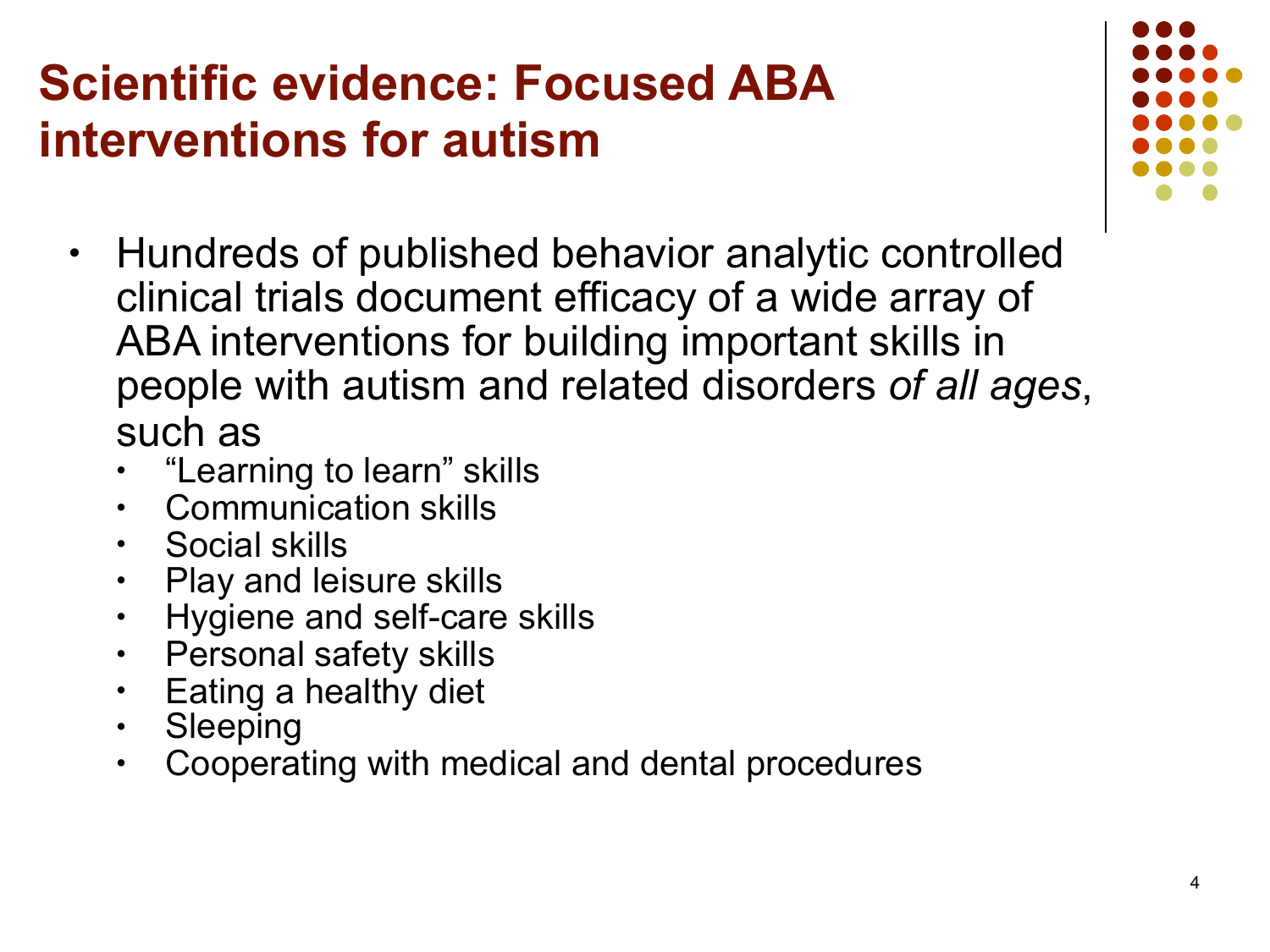# Scientific evidence: Focused ABA interventions for autism

- Hundreds of published behavior analytic controlled clinical trials document efficacy of a wide array of ABA interventions for building important skills in people with autism and related disorders *of all ages*, such as
  - "Learning to learn" skills
  - Communication skills
  - Social skills
  - Play and leisure skills
  - Hygiene and self-care skills
  - Personal safety skills
  - Eating a healthy diet
  - Sleeping
  - Cooperating with medical and dental procedures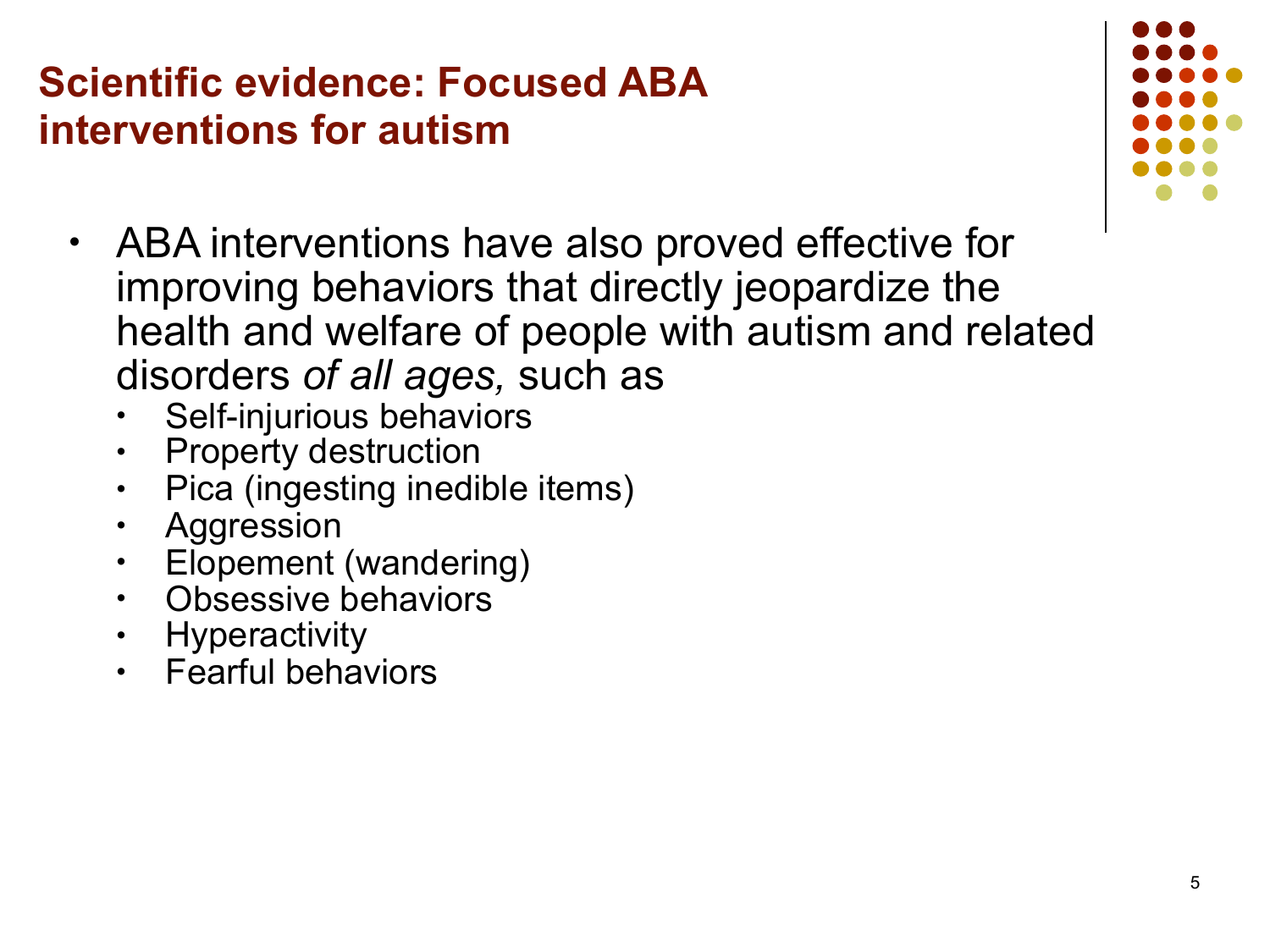# Scientific evidence: Focused ABA interventions for autism

- ABA interventions have also proved effective for improving behaviors that directly jeopardize the health and welfare of people with autism and related disorders *of all ages,* such as
  - Self-injurious behaviors
  - Property destruction
  - Pica (ingesting inedible items)
  - Aggression
  - Elopement (wandering)
  - Obsessive behaviors
  - Hyperactivity
  - Fearful behaviors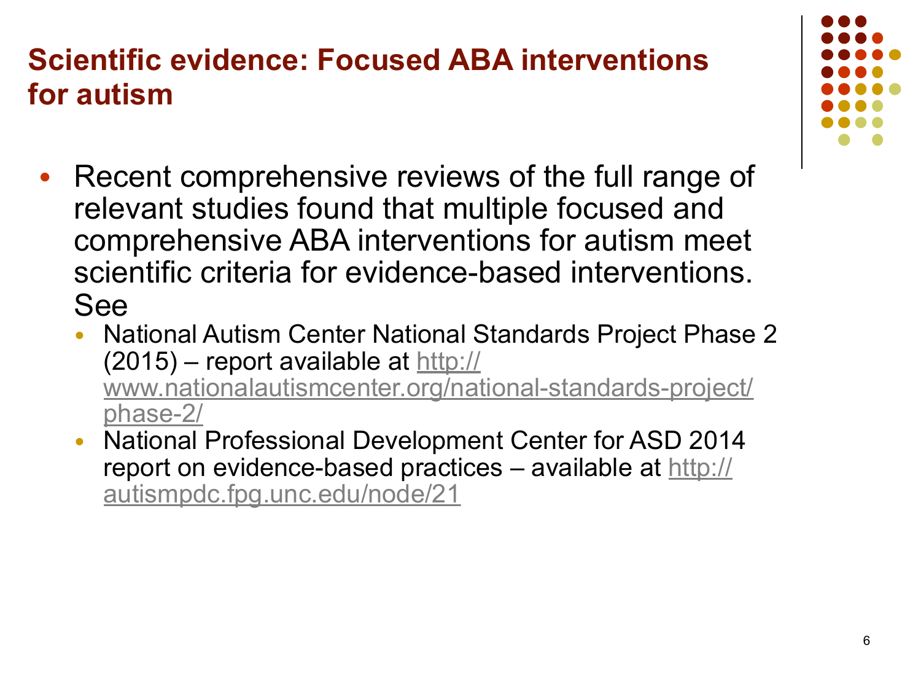# Scientific evidence: Focused ABA interventions for autism

- Recent comprehensive reviews of the full range of relevant studies found that multiple focused and comprehensive ABA interventions for autism meet scientific criteria for evidence-based interventions. See
  - National Autism Center National Standards Project Phase 2 (2015) – report available at http://www.nationalautismcenter.org/national-standards-project/phase-2/
  - National Professional Development Center for ASD 2014 report on evidence-based practices – available at http://autismpdc.fpg.unc.edu/node/21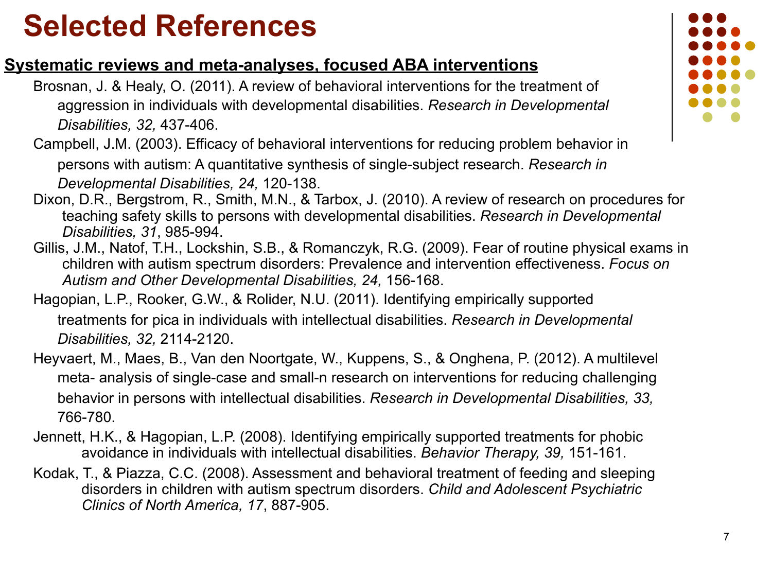# Selected References

**Systematic reviews and meta-analyses, focused ABA interventions**

Brosnan, J. & Healy, O. (2011). A review of behavioral interventions for the treatment of aggression in individuals with developmental disabilities. *Research in Developmental Disabilities, 32,* 437-406.

Campbell, J.M. (2003). Efficacy of behavioral interventions for reducing problem behavior in persons with autism: A quantitative synthesis of single-subject research. *Research in Developmental Disabilities, 24,* 120-138.

Dixon, D.R., Bergstrom, R., Smith, M.N., & Tarbox, J. (2010). A review of research on procedures for teaching safety skills to persons with developmental disabilities. *Research in Developmental Disabilities, 31*, 985-994.

Gillis, J.M., Natof, T.H., Lockshin, S.B., & Romanczyk, R.G. (2009). Fear of routine physical exams in children with autism spectrum disorders: Prevalence and intervention effectiveness. *Focus on Autism and Other Developmental Disabilities, 24,* 156-168.

Hagopian, L.P., Rooker, G.W., & Rolider, N.U. (2011). Identifying empirically supported treatments for pica in individuals with intellectual disabilities. *Research in Developmental Disabilities, 32,* 2114-2120.

Heyvaert, M., Maes, B., Van den Noortgate, W., Kuppens, S., & Onghena, P. (2012). A multilevel meta- analysis of single-case and small-n research on interventions for reducing challenging behavior in persons with intellectual disabilities. *Research in Developmental Disabilities, 33,* 766-780.

Jennett, H.K., & Hagopian, L.P. (2008). Identifying empirically supported treatments for phobic avoidance in individuals with intellectual disabilities. *Behavior Therapy, 39,* 151-161.

Kodak, T., & Piazza, C.C. (2008). Assessment and behavioral treatment of feeding and sleeping disorders in children with autism spectrum disorders. *Child and Adolescent Psychiatric Clinics of North America, 17*, 887-905.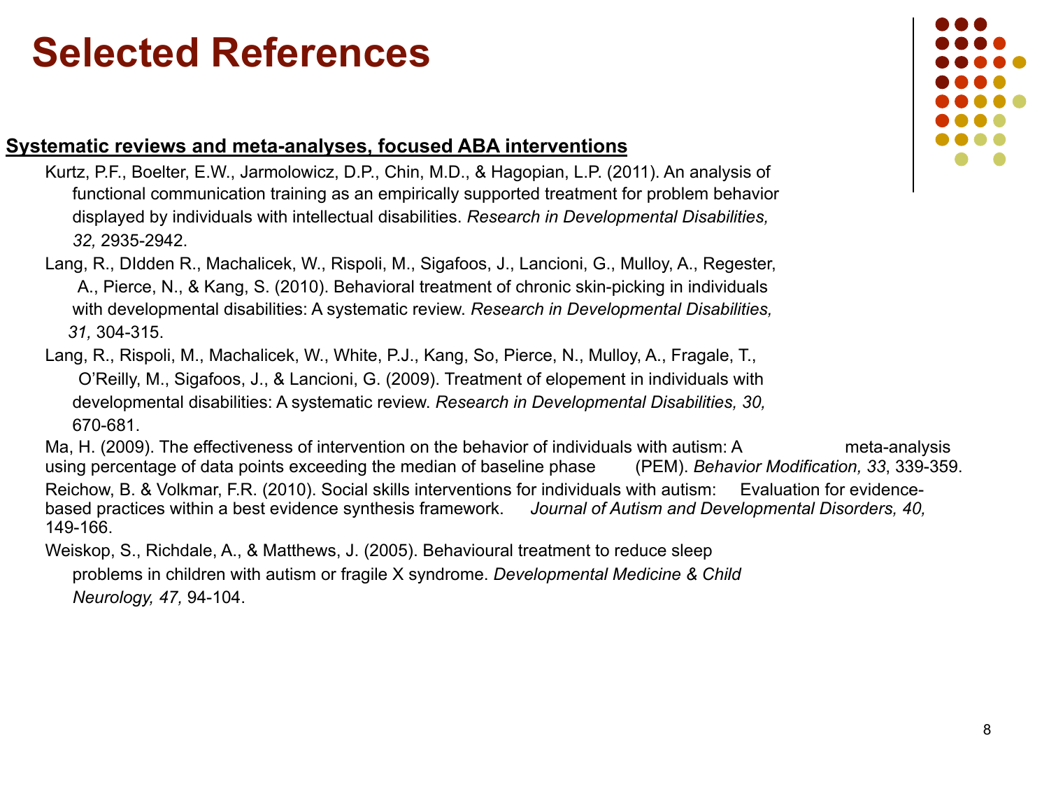# Selected References

**Systematic reviews and meta-analyses, focused ABA interventions**

Kurtz, P.F., Boelter, E.W., Jarmolowicz, D.P., Chin, M.D., & Hagopian, L.P. (2011). An analysis of functional communication training as an empirically supported treatment for problem behavior displayed by individuals with intellectual disabilities. *Research in Developmental Disabilities, 32,* 2935-2942.

Lang, R., DIdden R., Machalicek, W., Rispoli, M., Sigafoos, J., Lancioni, G., Mulloy, A., Regester, A., Pierce, N., & Kang, S. (2010). Behavioral treatment of chronic skin-picking in individuals with developmental disabilities: A systematic review. *Research in Developmental Disabilities, 31,* 304-315.

Lang, R., Rispoli, M., Machalicek, W., White, P.J., Kang, So, Pierce, N., Mulloy, A., Fragale, T., O'Reilly, M., Sigafoos, J., & Lancioni, G. (2009). Treatment of elopement in individuals with developmental disabilities: A systematic review. *Research in Developmental Disabilities, 30,* 670-681.

Ma, H. (2009). The effectiveness of intervention on the behavior of individuals with autism: A meta-analysis using percentage of data points exceeding the median of baseline phase (PEM). *Behavior Modification, 33*, 339-359.

Reichow, B. & Volkmar, F.R. (2010). Social skills interventions for individuals with autism: Evaluation for evidence-based practices within a best evidence synthesis framework. *Journal of Autism and Developmental Disorders, 40,* 149-166.

Weiskop, S., Richdale, A., & Matthews, J. (2005). Behavioural treatment to reduce sleep problems in children with autism or fragile X syndrome. *Developmental Medicine & Child Neurology, 47,* 94-104.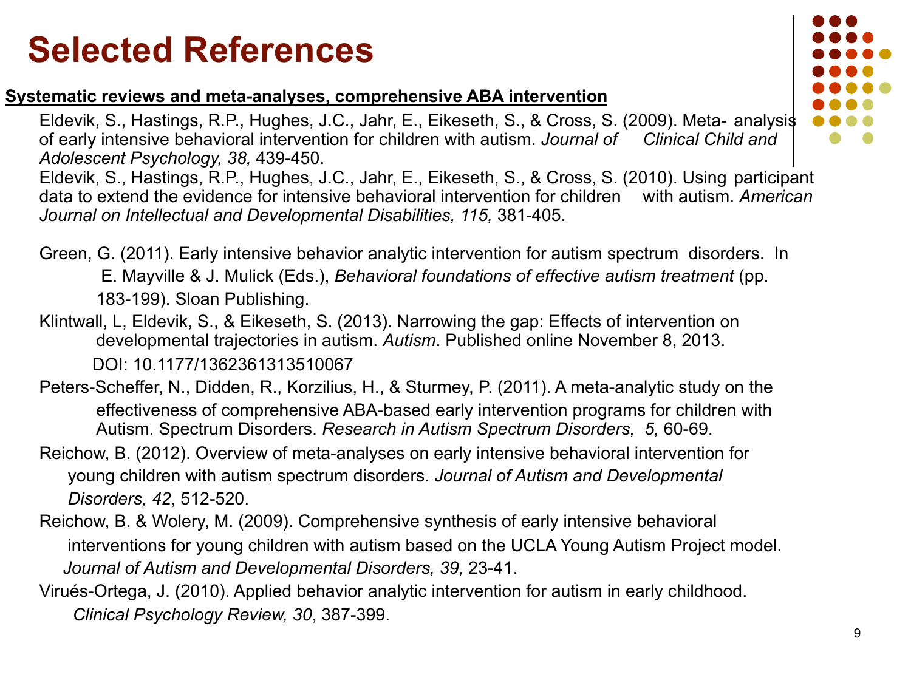# Selected References

**Systematic reviews and meta-analyses, comprehensive ABA intervention**

Eldevik, S., Hastings, R.P., Hughes, J.C., Jahr, E., Eikeseth, S., & Cross, S. (2009). Meta- analysis of early intensive behavioral intervention for children with autism. *Journal of Clinical Child and Adolescent Psychology, 38,* 439-450.

Eldevik, S., Hastings, R.P., Hughes, J.C., Jahr, E., Eikeseth, S., & Cross, S. (2010). Using participant data to extend the evidence for intensive behavioral intervention for children with autism. *American Journal on Intellectual and Developmental Disabilities, 115,* 381-405.

Green, G. (2011). Early intensive behavior analytic intervention for autism spectrum disorders. In E. Mayville & J. Mulick (Eds.), *Behavioral foundations of effective autism treatment* (pp. 183-199). Sloan Publishing.

Klintwall, L, Eldevik, S., & Eikeseth, S. (2013). Narrowing the gap: Effects of intervention on developmental trajectories in autism. *Autism*. Published online November 8, 2013. DOI: 10.1177/1362361313510067

Peters-Scheffer, N., Didden, R., Korzilius, H., & Sturmey, P. (2011). A meta-analytic study on the effectiveness of comprehensive ABA-based early intervention programs for children with Autism. Spectrum Disorders. *Research in Autism Spectrum Disorders, 5,* 60-69.

Reichow, B. (2012). Overview of meta-analyses on early intensive behavioral intervention for young children with autism spectrum disorders. *Journal of Autism and Developmental Disorders, 42*, 512-520.

Reichow, B. & Wolery, M. (2009). Comprehensive synthesis of early intensive behavioral interventions for young children with autism based on the UCLA Young Autism Project model. *Journal of Autism and Developmental Disorders, 39,* 23-41.

Virués-Ortega, J. (2010). Applied behavior analytic intervention for autism in early childhood. *Clinical Psychology Review, 30*, 387-399.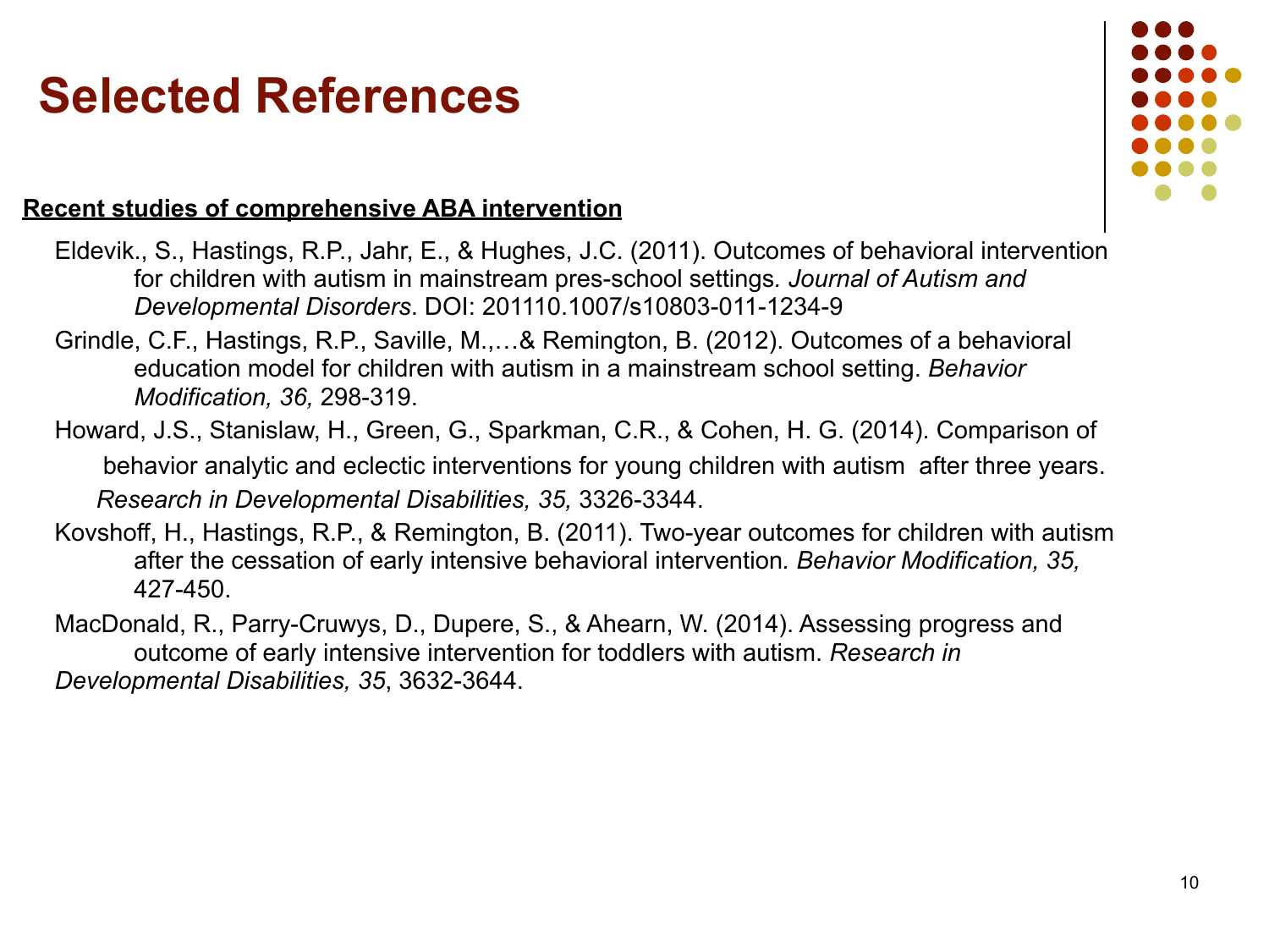# Selected References

**Recent studies of comprehensive ABA intervention**

Eldevik., S., Hastings, R.P., Jahr, E., & Hughes, J.C. (2011). Outcomes of behavioral intervention for children with autism in mainstream pres-school settings*. Journal of Autism and Developmental Disorders*. DOI: 201110.1007/s10803-011-1234-9

Grindle, C.F., Hastings, R.P., Saville, M.,…& Remington, B. (2012). Outcomes of a behavioral education model for children with autism in a mainstream school setting. *Behavior Modification, 36,* 298-319.

Howard, J.S., Stanislaw, H., Green, G., Sparkman, C.R., & Cohen, H. G. (2014). Comparison of behavior analytic and eclectic interventions for young children with autism after three years. *Research in Developmental Disabilities, 35,* 3326-3344.

Kovshoff, H., Hastings, R.P., & Remington, B. (2011). Two-year outcomes for children with autism after the cessation of early intensive behavioral intervention*. Behavior Modification, 35,* 427-450.

MacDonald, R., Parry-Cruwys, D., Dupere, S., & Ahearn, W. (2014). Assessing progress and outcome of early intensive intervention for toddlers with autism. *Research in Developmental Disabilities, 35*, 3632-3644.